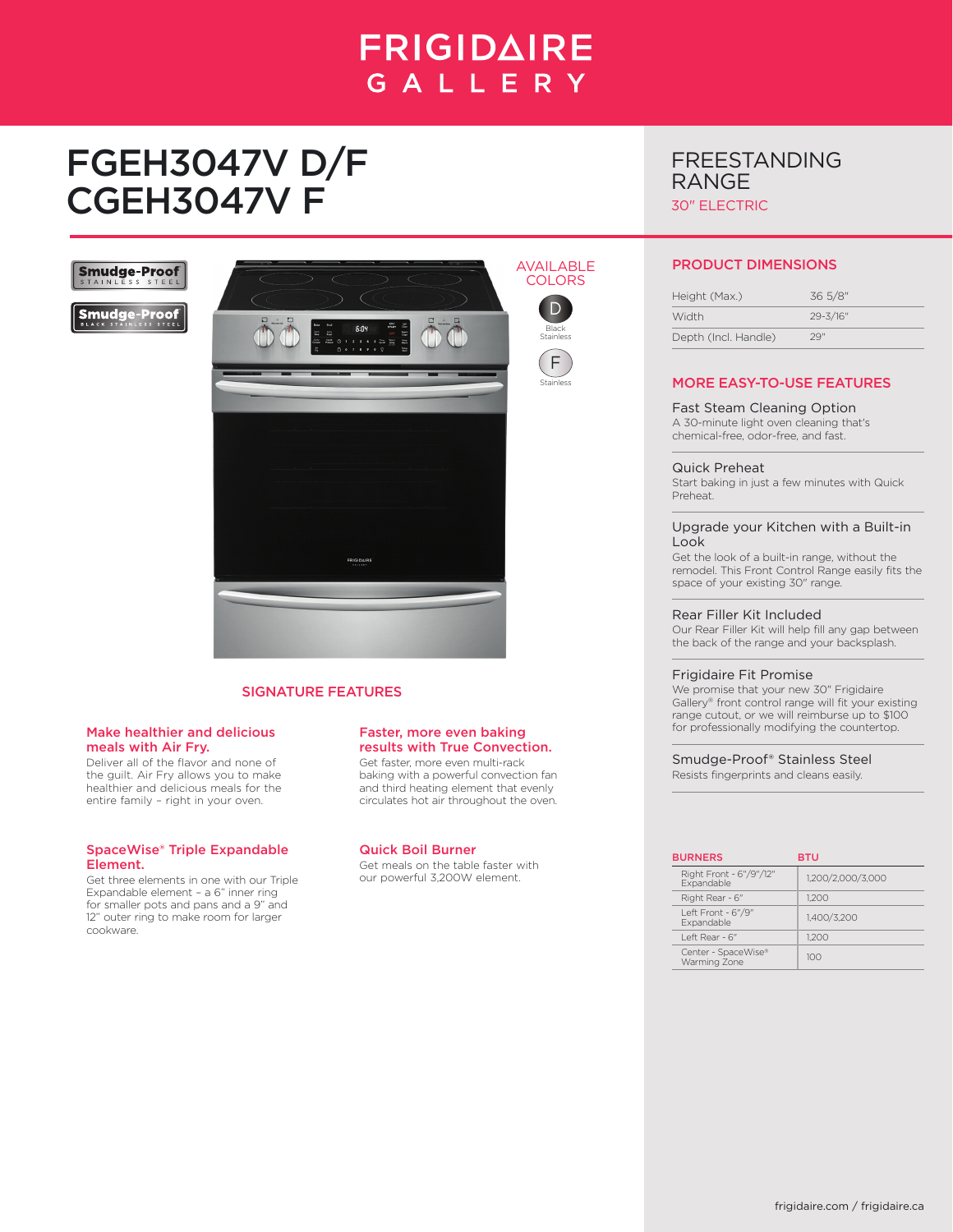# FRIGIDAIRE GALLERY

# FGEH3047V D/F
# CGEH3047V F

## FREESTANDING RANGE
30" ELECTRIC

Smudge-Proof STAINLESS STEEL

Smudge-Proof BLACK STAINLESS STEEL

AVAILABLE COLORS

D – Black Stainless

F – Stainless

## SIGNATURE FEATURES

### Make healthier and delicious meals with Air Fry.
Deliver all of the flavor and none of the guilt. Air Fry allows you to make healthier and delicious meals for the entire family – right in your oven.

### Faster, more even baking results with True Convection.
Get faster, more even multi-rack baking with a powerful convection fan and third heating element that evenly circulates hot air throughout the oven.

### SpaceWise® Triple Expandable Element.
Get three elements in one with our Triple Expandable element – a 6" inner ring for smaller pots and pans and a 9" and 12" outer ring to make room for larger cookware.

### Quick Boil Burner
Get meals on the table faster with our powerful 3,200W element.

## PRODUCT DIMENSIONS

| | |
|---|---|
| Height (Max.) | 36 5/8" |
| Width | 29-3/16" |
| Depth (Incl. Handle) | 29" |

## MORE EASY-TO-USE FEATURES

**Fast Steam Cleaning Option**
A 30-minute light oven cleaning that's chemical-free, odor-free, and fast.

**Quick Preheat**
Start baking in just a few minutes with Quick Preheat.

**Upgrade your Kitchen with a Built-in Look**
Get the look of a built-in range, without the remodel. This Front Control Range easily fits the space of your existing 30" range.

**Rear Filler Kit Included**
Our Rear Filler Kit will help fill any gap between the back of the range and your backsplash.

**Frigidaire Fit Promise**
We promise that your new 30" Frigidaire Gallery® front control range will fit your existing range cutout, or we will reimburse up to $100 for professionally modifying the countertop.

**Smudge-Proof® Stainless Steel**
Resists fingerprints and cleans easily.

| BURNERS | BTU |
|---|---|
| Right Front - 6"/9"/12" Expandable | 1,200/2,000/3,000 |
| Right Rear - 6" | 1,200 |
| Left Front - 6"/9" Expandable | 1,400/3,200 |
| Left Rear - 6" | 1,200 |
| Center - SpaceWise® Warming Zone | 100 |

frigidaire.com / frigidaire.ca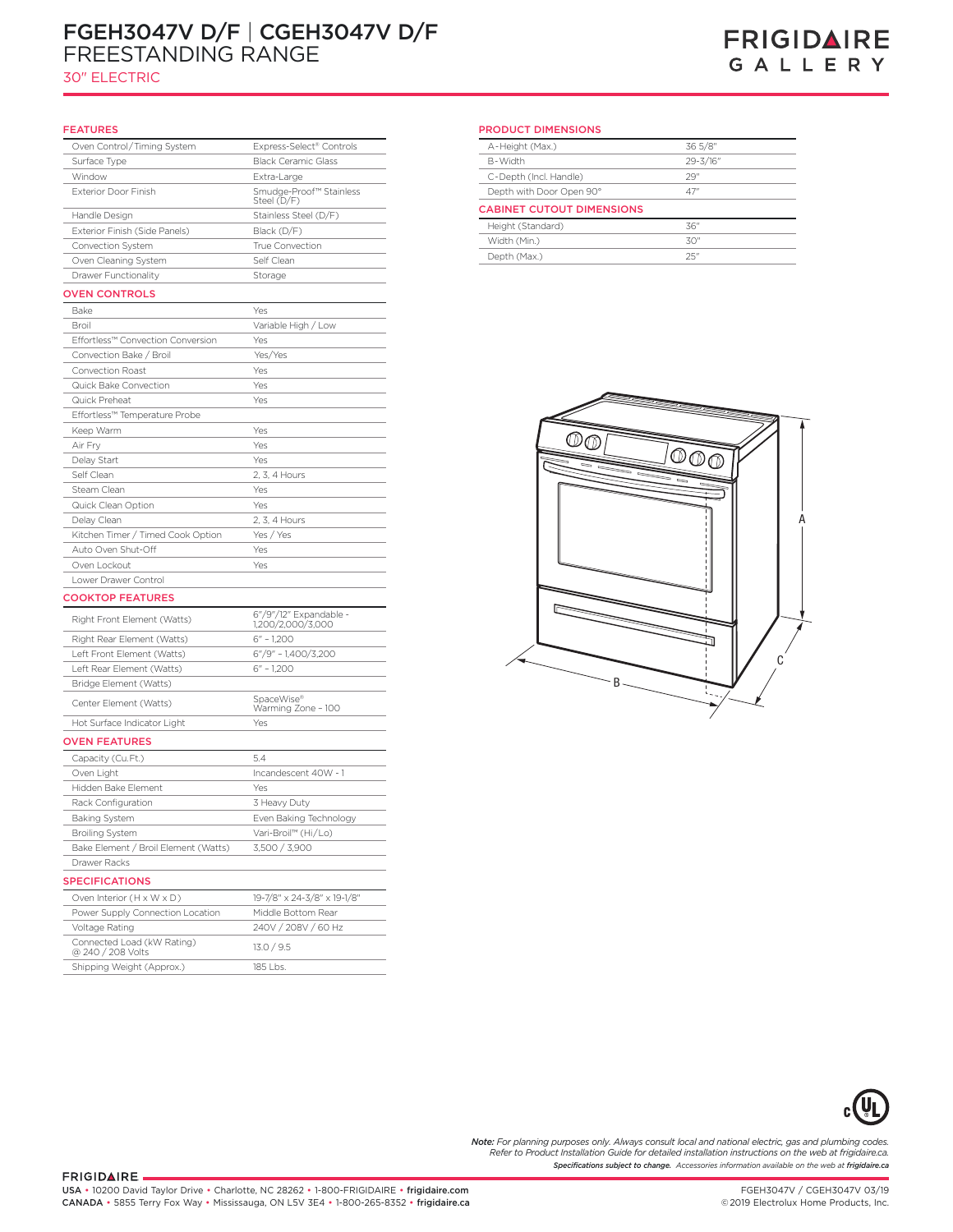# FGEH3047V D/F | CGEH3047V D/F
## FREESTANDING RANGE
### 30" ELECTRIC

FRIGIDAIRE GALLERY

### FEATURES

| | |
|---|---|
| Oven Control/Timing System | Express-Select® Controls |
| Surface Type | Black Ceramic Glass |
| Window | Extra-Large |
| Exterior Door Finish | Smudge-Proof™ Stainless Steel (D/F) |
| Handle Design | Stainless Steel (D/F) |
| Exterior Finish (Side Panels) | Black (D/F) |
| Convection System | True Convection |
| Oven Cleaning System | Self Clean |
| Drawer Functionality | Storage |

### OVEN CONTROLS

| | |
|---|---|
| Bake | Yes |
| Broil | Variable High / Low |
| Effortless™ Convection Conversion | Yes |
| Convection Bake / Broil | Yes/Yes |
| Convection Roast | Yes |
| Quick Bake Convection | Yes |
| Quick Preheat | Yes |
| Effortless™ Temperature Probe | |
| Keep Warm | Yes |
| Air Fry | Yes |
| Delay Start | Yes |
| Self Clean | 2, 3, 4 Hours |
| Steam Clean | Yes |
| Quick Clean Option | Yes |
| Delay Clean | 2, 3, 4 Hours |
| Kitchen Timer / Timed Cook Option | Yes / Yes |
| Auto Oven Shut-Off | Yes |
| Oven Lockout | Yes |
| Lower Drawer Control | |

### COOKTOP FEATURES

| | |
|---|---|
| Right Front Element (Watts) | 6"/9"/12" Expandable - 1,200/2,000/3,000 |
| Right Rear Element (Watts) | 6" - 1,200 |
| Left Front Element (Watts) | 6"/9" - 1,400/3,200 |
| Left Rear Element (Watts) | 6" - 1,200 |
| Bridge Element (Watts) | |
| Center Element (Watts) | SpaceWise® Warming Zone - 100 |
| Hot Surface Indicator Light | Yes |

### OVEN FEATURES

| | |
|---|---|
| Capacity (Cu.Ft.) | 5.4 |
| Oven Light | Incandescent 40W - 1 |
| Hidden Bake Element | Yes |
| Rack Configuration | 3 Heavy Duty |
| Baking System | Even Baking Technology |
| Broiling System | Vari-Broil™ (Hi/Lo) |
| Bake Element / Broil Element (Watts) | 3,500 / 3,900 |
| Drawer Racks | |

### SPECIFICATIONS

| | |
|---|---|
| Oven Interior (H x W x D) | 19-7/8" x 24-3/8" x 19-1/8" |
| Power Supply Connection Location | Middle Bottom Rear |
| Voltage Rating | 240V / 208V / 60 Hz |
| Connected Load (kW Rating) @ 240 / 208 Volts | 13.0 / 9.5 |
| Shipping Weight (Approx.) | 185 Lbs. |

### PRODUCT DIMENSIONS

| | |
|---|---|
| A-Height (Max.) | 36 5/8" |
| B-Width | 29-3/16" |
| C-Depth (Incl. Handle) | 29" |
| Depth with Door Open 90° | 47" |

### CABINET CUTOUT DIMENSIONS

| | |
|---|---|
| Height (Standard) | 36" |
| Width (Min.) | 30" |
| Depth (Max.) | 25" |

A

B

C

*Note: For planning purposes only. Always consult local and national electric, gas and plumbing codes. Refer to Product Installation Guide for detailed installation instructions on the web at frigidaire.ca.*

***Specifications subject to change.*** *Accessories information available on the web at **frigidaire.ca***

FRIGIDAIRE

USA • 10200 David Taylor Drive • Charlotte, NC 28262 • 1-800-FRIGIDAIRE • **frigidaire.com**
CANADA • 5855 Terry Fox Way • Mississauga, ON L5V 3E4 • 1-800-265-8352 • **frigidaire.ca**

FGEH3047V / CGEH3047V 03/19
©2019 Electrolux Home Products, Inc.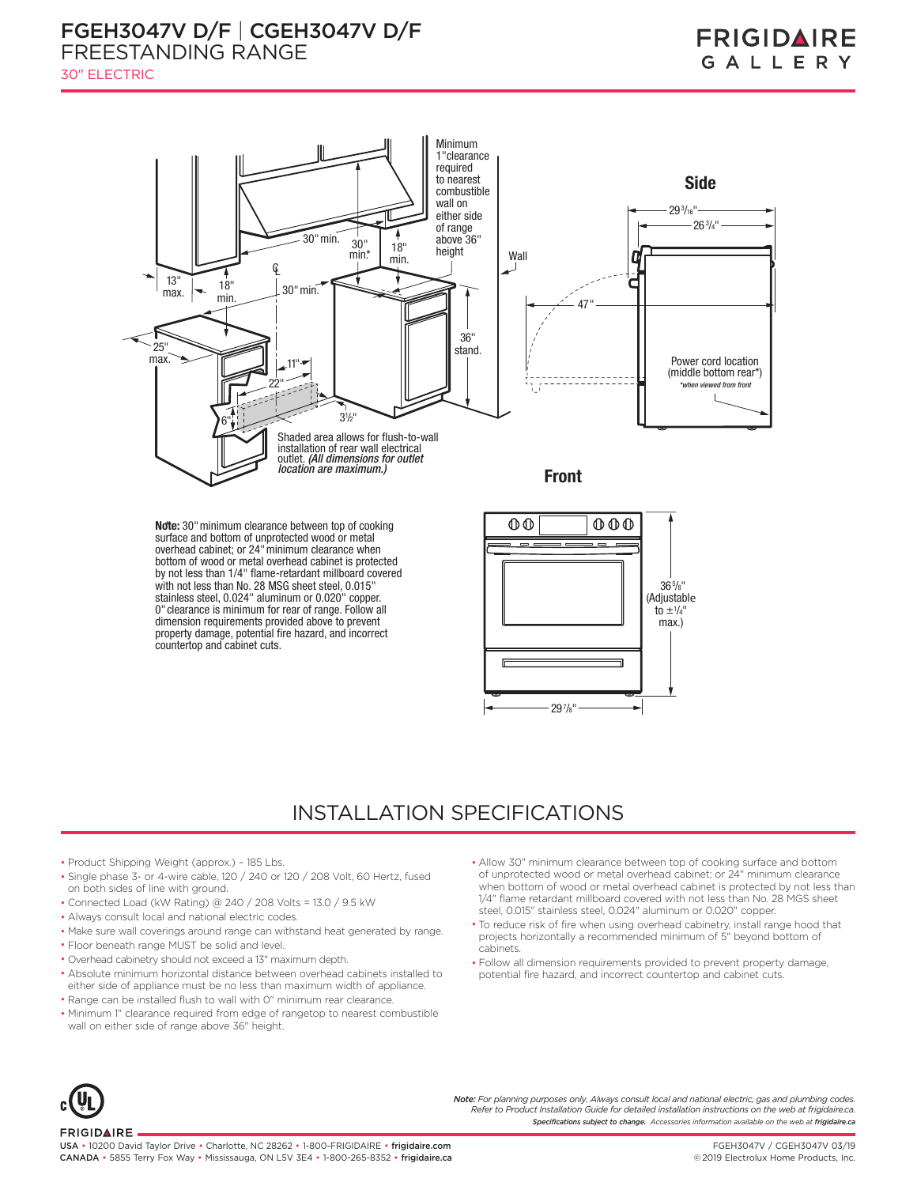# FGEH3047V D/F | CGEH3047V D/F

## FREESTANDING RANGE

30" ELECTRIC

FRIGIDAIRE GALLERY

Minimum 1" clearance required to nearest combustible wall on either side of range above 36" height

30" min.

30" min.*

18" min.

13" max.

18" min.

30" min.

25" max.

11"

22"

6"

3½"

36" stand.

Shaded area allows for flush-to-wall installation of rear wall electrical outlet. *(All dimensions for outlet location are maximum.)*

Wall

**Side**

29 3/16"

26 3/4"

47"

Power cord location (middle bottom rear*)

*when viewed from front*

**Front**

36 5/8" (Adjustable to ±1/4" max.)

29 7/8"

**Note:** 30" minimum clearance between top of cooking surface and bottom of unprotected wood or metal overhead cabinet; or 24" minimum clearance when bottom of wood or metal overhead cabinet is protected by not less than 1/4" flame-retardant millboard covered with not less than No. 28 MSG sheet steel, 0.015" stainless steel, 0.024" aluminum or 0.020" copper. 0" clearance is minimum for rear of range. Follow all dimension requirements provided above to prevent property damage, potential fire hazard, and incorrect countertop and cabinet cuts.

## INSTALLATION SPECIFICATIONS

- Product Shipping Weight (approx.) – 185 Lbs.
- Single phase 3- or 4-wire cable, 120 / 240 or 120 / 208 Volt, 60 Hertz, fused on both sides of line with ground.
- Connected Load (kW Rating) @ 240 / 208 Volts = 13.0 / 9.5 kW
- Always consult local and national electric codes.
- Make sure wall coverings around range can withstand heat generated by range.
- Floor beneath range MUST be solid and level.
- Overhead cabinetry should not exceed a 13" maximum depth.
- Absolute minimum horizontal distance between overhead cabinets installed to either side of appliance must be no less than maximum width of appliance.
- Range can be installed flush to wall with 0" minimum rear clearance.
- Minimum 1" clearance required from edge of rangetop to nearest combustible wall on either side of range above 36" height.
- Allow 30" minimum clearance between top of cooking surface and bottom of unprotected wood or metal overhead cabinet; or 24" minimum clearance when bottom of wood or metal overhead cabinet is protected by not less than 1/4" flame retardant millboard covered with not less than No. 28 MGS sheet steel, 0.015" stainless steel, 0.024" aluminum or 0.020" copper.
- To reduce risk of fire when using overhead cabinetry, install range hood that projects horizontally a recommended minimum of 5" beyond bottom of cabinets.
- Follow all dimension requirements provided to prevent property damage, potential fire hazard, and incorrect countertop and cabinet cuts.

*Note: For planning purposes only. Always consult local and national electric, gas and plumbing codes. Refer to Product Installation Guide for detailed installation instructions on the web at frigidaire.ca.*

***Specifications subject to change.** Accessories information available on the web at **frigidaire.ca***

FRIGIDAIRE

USA • 10200 David Taylor Drive • Charlotte, NC 28262 • 1-800-FRIGIDAIRE • **frigidaire.com**

CANADA • 5855 Terry Fox Way • Mississauga, ON L5V 3E4 • 1-800-265-8352 • **frigidaire.ca**

FGEH3047V / CGEH3047V 03/19

©2019 Electrolux Home Products, Inc.